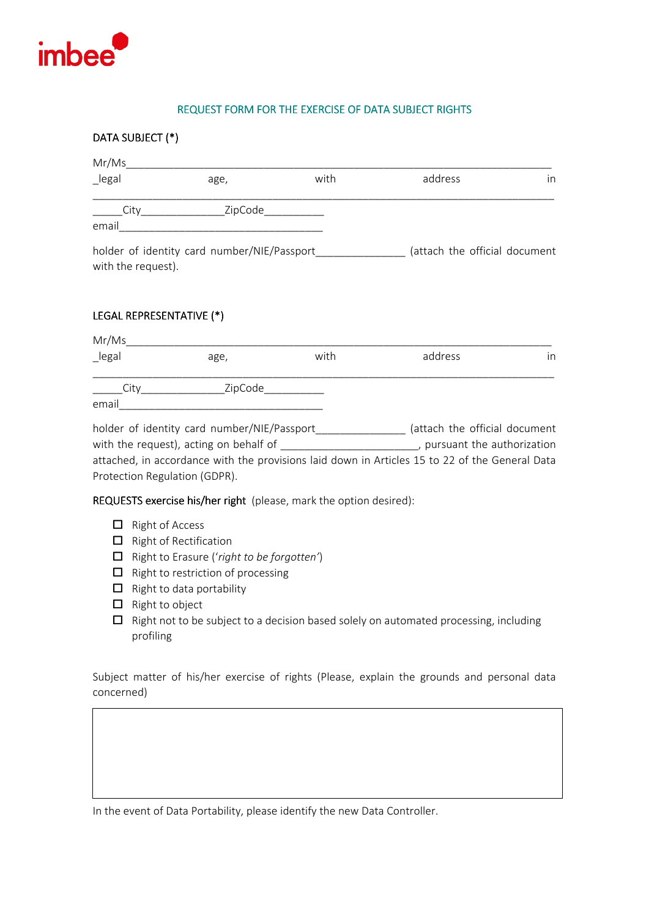imbee

## REQUEST FORM FOR THE EXERCISE OF DATA SUBJECT RIGHTS

DATA SUBJECT (*)

Mr/Ms_______________________________________________________________________ _legal age, with address in ______________________________________________________________________________ _____City______________ZipCode__________ email___________________________________

holder of identity card number/NIE/Passport_______________ (attach the official document with the request).

LEGAL REPRESENTATIVE (*)

Mr/Ms_______________________________________________________________________ _legal age, with address in ______________________________________________________________________________ _____City______________ZipCode__________ email___________________________________

holder of identity card number/NIE/Passport_______________ (attach the official document with the request), acting on behalf of _______________________, pursuant the authorization attached, in accordance with the provisions laid down in Articles 15 to 22 of the General Data Protection Regulation (GDPR).

REQUESTS exercise his/her right (please, mark the option desired):

- ☐ Right of Access
- ☐ Right of Rectification
- ☐ Right to Erasure (*'right to be forgotten'*)
- ☐ Right to restriction of processing
- ☐ Right to data portability
- ☐ Right to object
- ☐ Right not to be subject to a decision based solely on automated processing, including profiling

Subject matter of his/her exercise of rights (Please, explain the grounds and personal data concerned)

| |
|---|
| |

In the event of Data Portability, please identify the new Data Controller.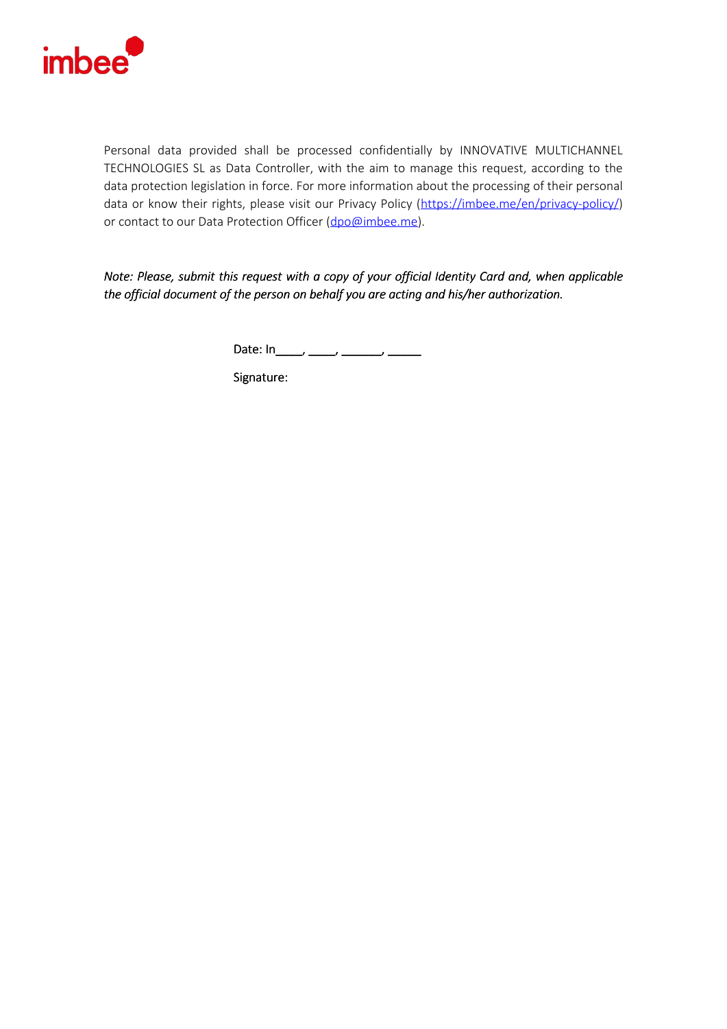Personal data provided shall be processed confidentially by INNOVATIVE MULTICHANNEL TECHNOLOGIES SL as Data Controller, with the aim to manage this request, according to the data protection legislation in force. For more information about the processing of their personal data or know their rights, please visit our Privacy Policy (https://imbee.me/en/privacy-policy/) or contact to our Data Protection Officer (dpo@imbee.me).

*Note: Please, submit this request with a copy of your official Identity Card and, when applicable the official document of the person on behalf you are acting and his/her authorization.*

Date: In____, ____, ______, _____

Signature: